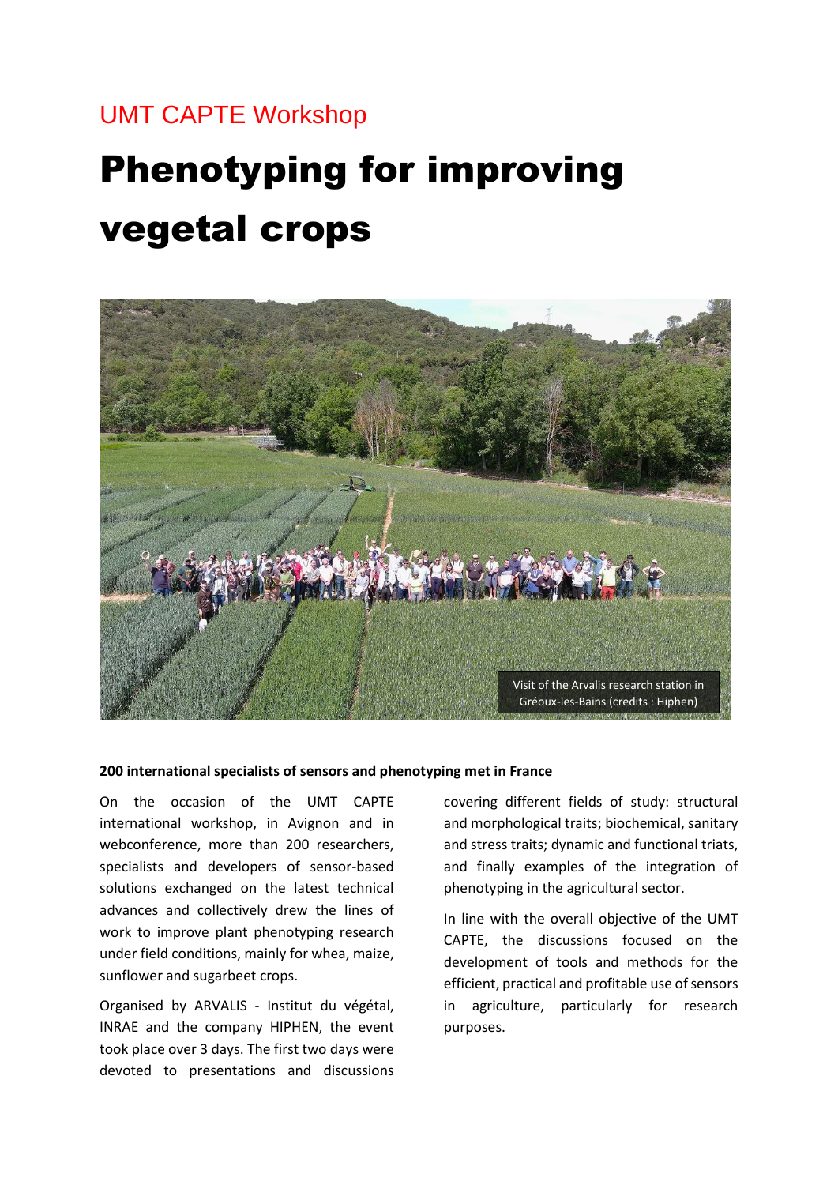UMT CAPTE Workshop

# Phenotyping for improving vegetal crops

Visit of the Arvalis research station in Gréoux-les-Bains (credits : Hiphen)

**200 international specialists of sensors and phenotyping met in France**

On the occasion of the UMT CAPTE international workshop, in Avignon and in webconference, more than 200 researchers, specialists and developers of sensor-based solutions exchanged on the latest technical advances and collectively drew the lines of work to improve plant phenotyping research under field conditions, mainly for whea, maize, sunflower and sugarbeet crops.

Organised by ARVALIS - Institut du végétal, INRAE and the company HIPHEN, the event took place over 3 days. The first two days were devoted to presentations and discussions covering different fields of study: structural and morphological traits; biochemical, sanitary and stress traits; dynamic and functional triats, and finally examples of the integration of phenotyping in the agricultural sector.

In line with the overall objective of the UMT CAPTE, the discussions focused on the development of tools and methods for the efficient, practical and profitable use of sensors in agriculture, particularly for research purposes.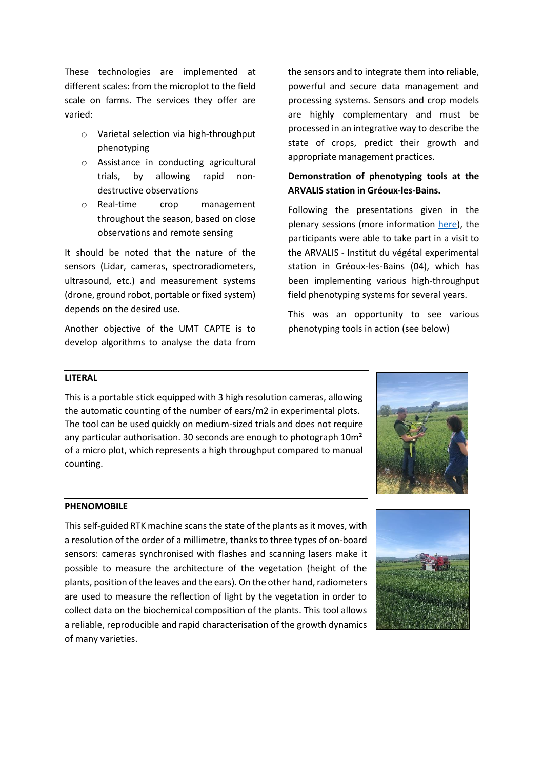These technologies are implemented at different scales: from the microplot to the field scale on farms. The services they offer are varied:

- Varietal selection via high-throughput phenotyping
- Assistance in conducting agricultural trials, by allowing rapid non-destructive observations
- Real-time crop management throughout the season, based on close observations and remote sensing

It should be noted that the nature of the sensors (Lidar, cameras, spectroradiometers, ultrasound, etc.) and measurement systems (drone, ground robot, portable or fixed system) depends on the desired use.

Another objective of the UMT CAPTE is to develop algorithms to analyse the data from the sensors and to integrate them into reliable, powerful and secure data management and processing systems. Sensors and crop models are highly complementary and must be processed in an integrative way to describe the state of crops, predict their growth and appropriate management practices.

**Demonstration of phenotyping tools at the ARVALIS station in Gréoux-les-Bains.**

Following the presentations given in the plenary sessions (more information here), the participants were able to take part in a visit to the ARVALIS - Institut du végétal experimental station in Gréoux-les-Bains (04), which has been implementing various high-throughput field phenotyping systems for several years.

This was an opportunity to see various phenotyping tools in action (see below)

**LITERAL**

This is a portable stick equipped with 3 high resolution cameras, allowing the automatic counting of the number of ears/m2 in experimental plots. The tool can be used quickly on medium-sized trials and does not require any particular authorisation. 30 seconds are enough to photograph 10m² of a micro plot, which represents a high throughput compared to manual counting.

**PHENOMOBILE**

This self-guided RTK machine scans the state of the plants as it moves, with a resolution of the order of a millimetre, thanks to three types of on-board sensors: cameras synchronised with flashes and scanning lasers make it possible to measure the architecture of the vegetation (height of the plants, position of the leaves and the ears). On the other hand, radiometers are used to measure the reflection of light by the vegetation in order to collect data on the biochemical composition of the plants. This tool allows a reliable, reproducible and rapid characterisation of the growth dynamics of many varieties.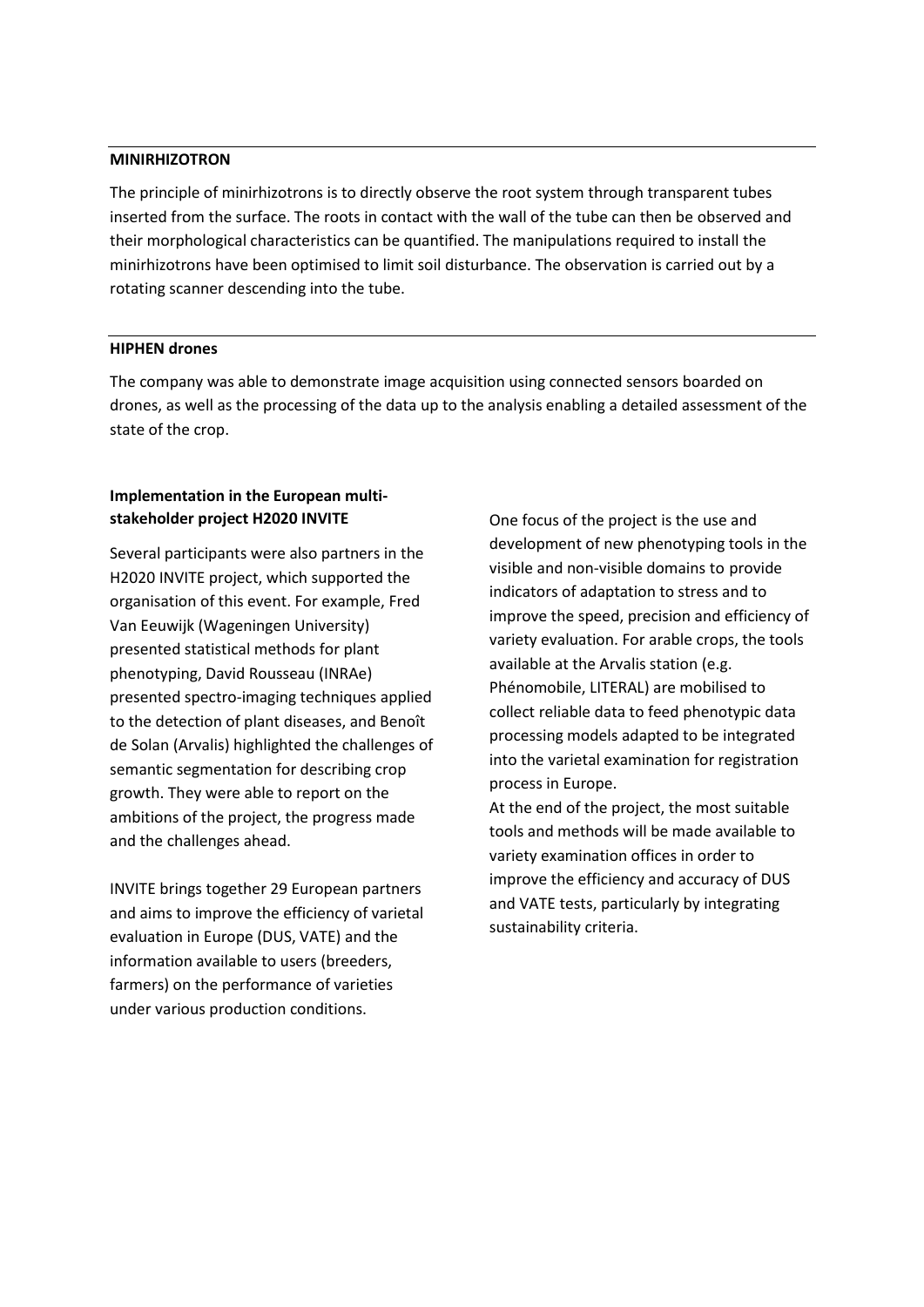#### MINIRHIZOTRON

The principle of minirhizotrons is to directly observe the root system through transparent tubes inserted from the surface. The roots in contact with the wall of the tube can then be observed and their morphological characteristics can be quantified. The manipulations required to install the minirhizotrons have been optimised to limit soil disturbance. The observation is carried out by a rotating scanner descending into the tube.

#### HIPHEN drones

The company was able to demonstrate image acquisition using connected sensors boarded on drones, as well as the processing of the data up to the analysis enabling a detailed assessment of the state of the crop.

### Implementation in the European multi-stakeholder project H2020 INVITE

Several participants were also partners in the H2020 INVITE project, which supported the organisation of this event. For example, Fred Van Eeuwijk (Wageningen University) presented statistical methods for plant phenotyping, David Rousseau (INRAe) presented spectro-imaging techniques applied to the detection of plant diseases, and Benoît de Solan (Arvalis) highlighted the challenges of semantic segmentation for describing crop growth. They were able to report on the ambitions of the project, the progress made and the challenges ahead.

INVITE brings together 29 European partners and aims to improve the efficiency of varietal evaluation in Europe (DUS, VATE) and the information available to users (breeders, farmers) on the performance of varieties under various production conditions.

One focus of the project is the use and development of new phenotyping tools in the visible and non-visible domains to provide indicators of adaptation to stress and to improve the speed, precision and efficiency of variety evaluation. For arable crops, the tools available at the Arvalis station (e.g. Phénomobile, LITERAL) are mobilised to collect reliable data to feed phenotypic data processing models adapted to be integrated into the varietal examination for registration process in Europe.

At the end of the project, the most suitable tools and methods will be made available to variety examination offices in order to improve the efficiency and accuracy of DUS and VATE tests, particularly by integrating sustainability criteria.